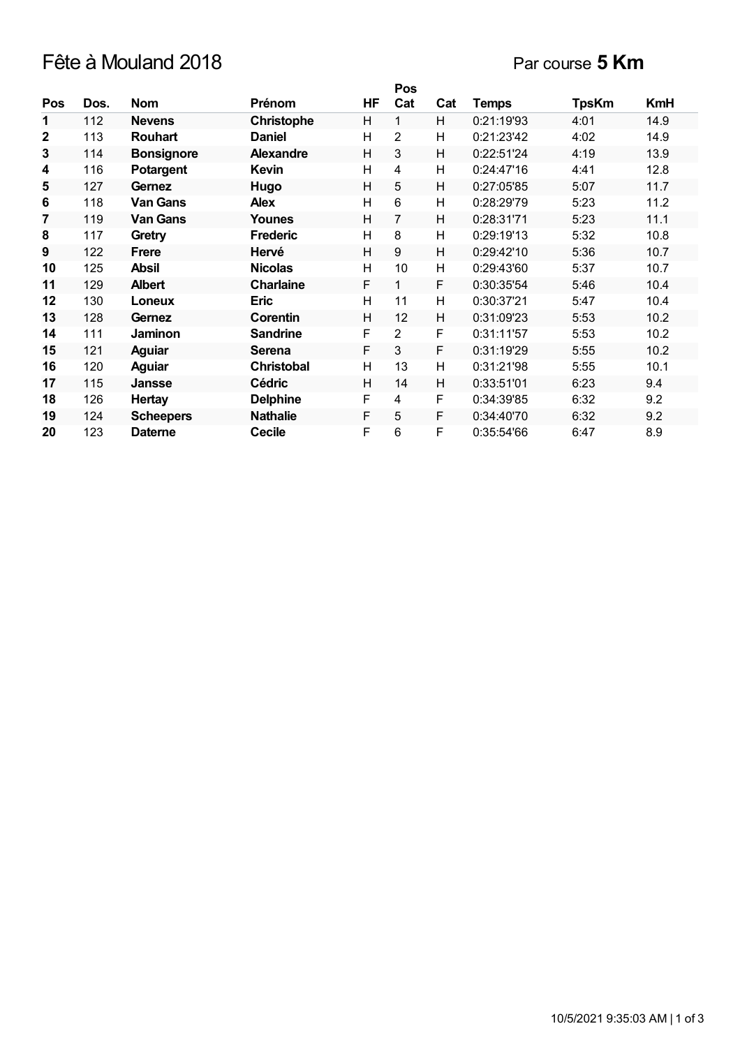# Fête à Mouland 2018

Par course **5 Km**

| Pos | Dos. | Nom | Prénom | HF | Pos Cat | Cat | Temps | TpsKm | KmH |
|---|---|---|---|---|---|---|---|---|---|
| **1** | 112 | **Nevens** | **Christophe** | H | 1 | H | 0:21:19'93 | 4:01 | 14.9 |
| **2** | 113 | **Rouhart** | **Daniel** | H | 2 | H | 0:21:23'42 | 4:02 | 14.9 |
| **3** | 114 | **Bonsignore** | **Alexandre** | H | 3 | H | 0:22:51'24 | 4:19 | 13.9 |
| **4** | 116 | **Potargent** | **Kevin** | H | 4 | H | 0:24:47'16 | 4:41 | 12.8 |
| **5** | 127 | **Gernez** | **Hugo** | H | 5 | H | 0:27:05'85 | 5:07 | 11.7 |
| **6** | 118 | **Van Gans** | **Alex** | H | 6 | H | 0:28:29'79 | 5:23 | 11.2 |
| **7** | 119 | **Van Gans** | **Younes** | H | 7 | H | 0:28:31'71 | 5:23 | 11.1 |
| **8** | 117 | **Gretry** | **Frederic** | H | 8 | H | 0:29:19'13 | 5:32 | 10.8 |
| **9** | 122 | **Frere** | **Hervé** | H | 9 | H | 0:29:42'10 | 5:36 | 10.7 |
| **10** | 125 | **Absil** | **Nicolas** | H | 10 | H | 0:29:43'60 | 5:37 | 10.7 |
| **11** | 129 | **Albert** | **Charlaine** | F | 1 | F | 0:30:35'54 | 5:46 | 10.4 |
| **12** | 130 | **Loneux** | **Eric** | H | 11 | H | 0:30:37'21 | 5:47 | 10.4 |
| **13** | 128 | **Gernez** | **Corentin** | H | 12 | H | 0:31:09'23 | 5:53 | 10.2 |
| **14** | 111 | **Jaminon** | **Sandrine** | F | 2 | F | 0:31:11'57 | 5:53 | 10.2 |
| **15** | 121 | **Aguiar** | **Serena** | F | 3 | F | 0:31:19'29 | 5:55 | 10.2 |
| **16** | 120 | **Aguiar** | **Christobal** | H | 13 | H | 0:31:21'98 | 5:55 | 10.1 |
| **17** | 115 | **Jansse** | **Cédric** | H | 14 | H | 0:33:51'01 | 6:23 | 9.4 |
| **18** | 126 | **Hertay** | **Delphine** | F | 4 | F | 0:34:39'85 | 6:32 | 9.2 |
| **19** | 124 | **Scheepers** | **Nathalie** | F | 5 | F | 0:34:40'70 | 6:32 | 9.2 |
| **20** | 123 | **Daterne** | **Cecile** | F | 6 | F | 0:35:54'66 | 6:47 | 8.9 |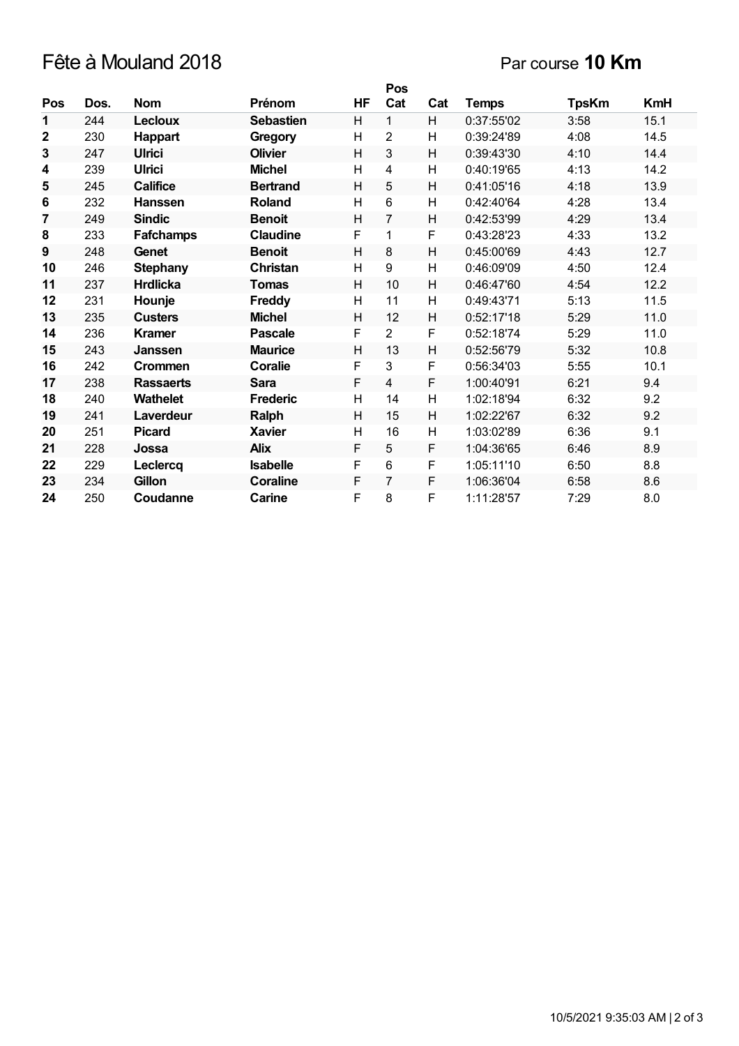# Fête à Mouland 2018

Par course **10 Km**

| Pos | Dos. | Nom | Prénom | HF | Pos Cat | Cat | Temps | TpsKm | KmH |
|---|---|---|---|---|---|---|---|---|---|
| **1** | 244 | **Lecloux** | **Sebastien** | H | 1 | H | 0:37:55'02 | 3:58 | 15.1 |
| **2** | 230 | **Happart** | **Gregory** | H | 2 | H | 0:39:24'89 | 4:08 | 14.5 |
| **3** | 247 | **Ulrici** | **Olivier** | H | 3 | H | 0:39:43'30 | 4:10 | 14.4 |
| **4** | 239 | **Ulrici** | **Michel** | H | 4 | H | 0:40:19'65 | 4:13 | 14.2 |
| **5** | 245 | **Califice** | **Bertrand** | H | 5 | H | 0:41:05'16 | 4:18 | 13.9 |
| **6** | 232 | **Hanssen** | **Roland** | H | 6 | H | 0:42:40'64 | 4:28 | 13.4 |
| **7** | 249 | **Sindic** | **Benoit** | H | 7 | H | 0:42:53'99 | 4:29 | 13.4 |
| **8** | 233 | **Fafchamps** | **Claudine** | F | 1 | F | 0:43:28'23 | 4:33 | 13.2 |
| **9** | 248 | **Genet** | **Benoit** | H | 8 | H | 0:45:00'69 | 4:43 | 12.7 |
| **10** | 246 | **Stephany** | **Christan** | H | 9 | H | 0:46:09'09 | 4:50 | 12.4 |
| **11** | 237 | **Hrdlicka** | **Tomas** | H | 10 | H | 0:46:47'60 | 4:54 | 12.2 |
| **12** | 231 | **Hounje** | **Freddy** | H | 11 | H | 0:49:43'71 | 5:13 | 11.5 |
| **13** | 235 | **Custers** | **Michel** | H | 12 | H | 0:52:17'18 | 5:29 | 11.0 |
| **14** | 236 | **Kramer** | **Pascale** | F | 2 | F | 0:52:18'74 | 5:29 | 11.0 |
| **15** | 243 | **Janssen** | **Maurice** | H | 13 | H | 0:52:56'79 | 5:32 | 10.8 |
| **16** | 242 | **Crommen** | **Coralie** | F | 3 | F | 0:56:34'03 | 5:55 | 10.1 |
| **17** | 238 | **Rassaerts** | **Sara** | F | 4 | F | 1:00:40'91 | 6:21 | 9.4 |
| **18** | 240 | **Wathelet** | **Frederic** | H | 14 | H | 1:02:18'94 | 6:32 | 9.2 |
| **19** | 241 | **Laverdeur** | **Ralph** | H | 15 | H | 1:02:22'67 | 6:32 | 9.2 |
| **20** | 251 | **Picard** | **Xavier** | H | 16 | H | 1:03:02'89 | 6:36 | 9.1 |
| **21** | 228 | **Jossa** | **Alix** | F | 5 | F | 1:04:36'65 | 6:46 | 8.9 |
| **22** | 229 | **Leclercq** | **Isabelle** | F | 6 | F | 1:05:11'10 | 6:50 | 8.8 |
| **23** | 234 | **Gillon** | **Coraline** | F | 7 | F | 1:06:36'04 | 6:58 | 8.6 |
| **24** | 250 | **Coudanne** | **Carine** | F | 8 | F | 1:11:28'57 | 7:29 | 8.0 |